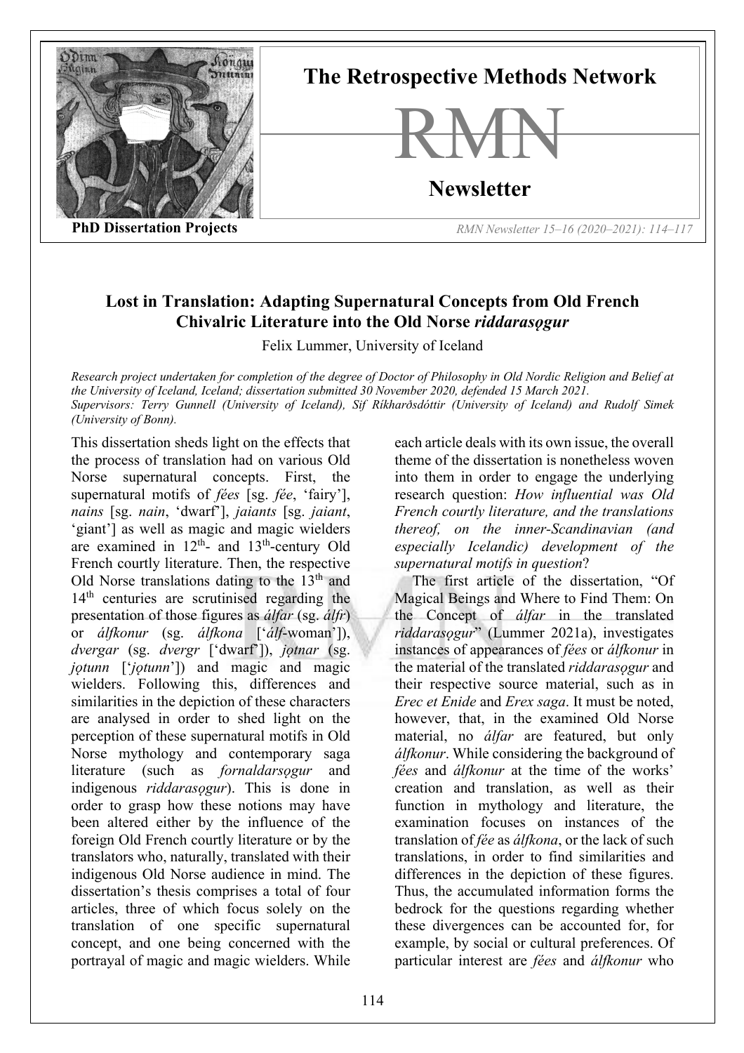# The Retrospective Methods Network

# RMN

# Newsletter

**PhD Dissertation Projects**

## Lost in Translation: Adapting Supernatural Concepts from Old French Chivalric Literature into the Old Norse *riddarasǫgur*

Felix Lummer, University of Iceland

*Research project undertaken for completion of the degree of Doctor of Philosophy in Old Nordic Religion and Belief at the University of Iceland, Iceland; dissertation submitted 30 November 2020, defended 15 March 2021.*
*Supervisors: Terry Gunnell (University of Iceland), Sif Ríkharðsdóttir (University of Iceland) and Rudolf Simek (University of Bonn).*

This dissertation sheds light on the effects that the process of translation had on various Old Norse supernatural concepts. First, the supernatural motifs of *fées* [sg. *fée*, 'fairy'], *nains* [sg. *nain*, 'dwarf'], *jaiants* [sg. *jaiant*, 'giant'] as well as magic and magic wielders are examined in 12th- and 13th-century Old French courtly literature. Then, the respective Old Norse translations dating to the 13th and 14th centuries are scrutinised regarding the presentation of those figures as *álfar* (sg. *álfr*) or *álfkonur* (sg. *álfkona* ['*álf*-woman']), *dvergar* (sg. *dvergr* ['dwarf']), *jǫtnar* (sg. *jǫtunn* ['*jǫtunn*']) and magic and magic wielders. Following this, differences and similarities in the depiction of these characters are analysed in order to shed light on the perception of these supernatural motifs in Old Norse mythology and contemporary saga literature (such as *fornaldarsǫgur* and indigenous *riddarasǫgur*). This is done in order to grasp how these notions may have been altered either by the influence of the foreign Old French courtly literature or by the translators who, naturally, translated with their indigenous Old Norse audience in mind. The dissertation's thesis comprises a total of four articles, three of which focus solely on the translation of one specific supernatural concept, and one being concerned with the portrayal of magic and magic wielders. While each article deals with its own issue, the overall theme of the dissertation is nonetheless woven into them in order to engage the underlying research question: *How influential was Old French courtly literature, and the translations thereof, on the inner-Scandinavian (and especially Icelandic) development of the supernatural motifs in question*?

The first article of the dissertation, "Of Magical Beings and Where to Find Them: On the Concept of *álfar* in the translated *riddarasǫgur*" (Lummer 2021a), investigates instances of appearances of *fées* or *álfkonur* in the material of the translated *riddarasǫgur* and their respective source material, such as in *Erec et Enide* and *Erex saga*. It must be noted, however, that, in the examined Old Norse material, no *álfar* are featured, but only *álfkonur*. While considering the background of *fées* and *álfkonur* at the time of the works' creation and translation, as well as their function in mythology and literature, the examination focuses on instances of the translation of *fée* as *álfkona*, or the lack of such translations, in order to find similarities and differences in the depiction of these figures. Thus, the accumulated information forms the bedrock for the questions regarding whether these divergences can be accounted for, for example, by social or cultural preferences. Of particular interest are *fées* and *álfkonur* who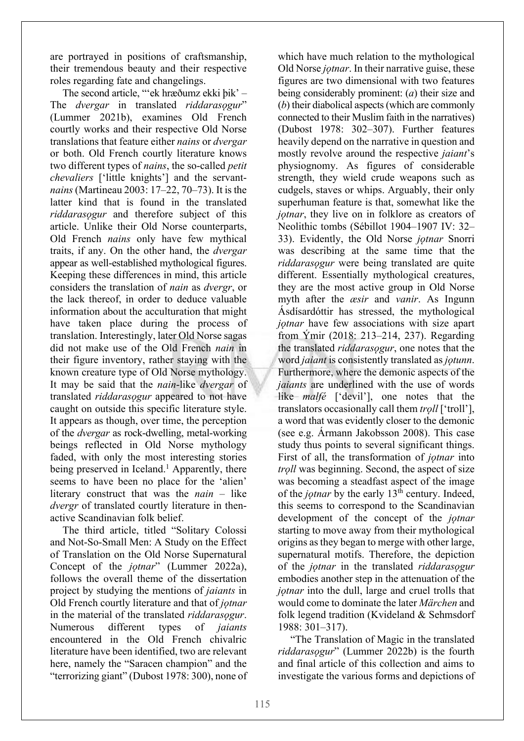are portrayed in positions of craftsmanship, their tremendous beauty and their respective roles regarding fate and changelings.

The second article, "'ek hræðumz ekki þik' – The *dvergar* in translated *riddarasǫgur*" (Lummer 2021b), examines Old French courtly works and their respective Old Norse translations that feature either *nains* or *dvergar* or both. Old French courtly literature knows two different types of *nains*, the so-called *petit chevaliers* ['little knights'] and the servant-*nains* (Martineau 2003: 17–22, 70–73). It is the latter kind that is found in the translated *riddarasǫgur* and therefore subject of this article. Unlike their Old Norse counterparts, Old French *nains* only have few mythical traits, if any. On the other hand, the *dvergar* appear as well-established mythological figures. Keeping these differences in mind, this article considers the translation of *nain* as *dvergr*, or the lack thereof, in order to deduce valuable information about the acculturation that might have taken place during the process of translation. Interestingly, later Old Norse sagas did not make use of the Old French *nain* in their figure inventory, rather staying with the known creature type of Old Norse mythology. It may be said that the *nain*-like *dvergar* of translated *riddarasǫgur* appeared to not have caught on outside this specific literature style. It appears as though, over time, the perception of the *dvergar* as rock-dwelling, metal-working beings reflected in Old Norse mythology faded, with only the most interesting stories being preserved in Iceland.[1] Apparently, there seems to have been no place for the 'alien' literary construct that was the *nain* – like *dvergr* of translated courtly literature in then-active Scandinavian folk belief.

The third article, titled "Solitary Colossi and Not-So-Small Men: A Study on the Effect of Translation on the Old Norse Supernatural Concept of the *jǫtnar*" (Lummer 2022a), follows the overall theme of the dissertation project by studying the mentions of *jaiants* in Old French courtly literature and that of *jǫtnar* in the material of the translated *riddarasǫgur*. Numerous different types of *jaiants* encountered in the Old French chivalric literature have been identified, two are relevant here, namely the "Saracen champion" and the "terrorizing giant" (Dubost 1978: 300), none of which have much relation to the mythological Old Norse *jǫtnar*. In their narrative guise, these figures are two dimensional with two features being considerably prominent: (*a*) their size and (*b*) their diabolical aspects (which are commonly connected to their Muslim faith in the narratives) (Dubost 1978: 302–307). Further features heavily depend on the narrative in question and mostly revolve around the respective *jaiant*'s physiognomy. As figures of considerable strength, they wield crude weapons such as cudgels, staves or whips. Arguably, their only superhuman feature is that, somewhat like the *jǫtnar*, they live on in folklore as creators of Neolithic tombs (Sébillot 1904–1907 IV: 32–33). Evidently, the Old Norse *jǫtnar* Snorri was describing at the same time that the *riddarasǫgur* were being translated are quite different. Essentially mythological creatures, they are the most active group in Old Norse myth after the *æsir* and *vanir*. As Ingunn Ásdísardóttir has stressed, the mythological *jǫtnar* have few associations with size apart from Ýmir (2018: 213–214, 237). Regarding the translated *riddarasǫgur*, one notes that the word *jaiant* is consistently translated as *jǫtunn*. Furthermore, where the demonic aspects of the *jaiants* are underlined with the use of words like *malfé* ['devil'], one notes that the translators occasionally call them *trǫll* ['troll'], a word that was evidently closer to the demonic (see e.g. Ármann Jakobsson 2008). This case study thus points to several significant things. First of all, the transformation of *jǫtnar* into *trǫll* was beginning. Second, the aspect of size was becoming a steadfast aspect of the image of the *jǫtnar* by the early 13th century. Indeed, this seems to correspond to the Scandinavian development of the concept of the *jǫtnar* starting to move away from their mythological origins as they began to merge with other large, supernatural motifs. Therefore, the depiction of the *jǫtnar* in the translated *riddarasǫgur* embodies another step in the attenuation of the *jǫtnar* into the dull, large and cruel trolls that would come to dominate the later *Märchen* and folk legend tradition (Kvideland & Sehmsdorf 1988: 301–317).

"The Translation of Magic in the translated *riddarasǫgur*" (Lummer 2022b) is the fourth and final article of this collection and aims to investigate the various forms and depictions of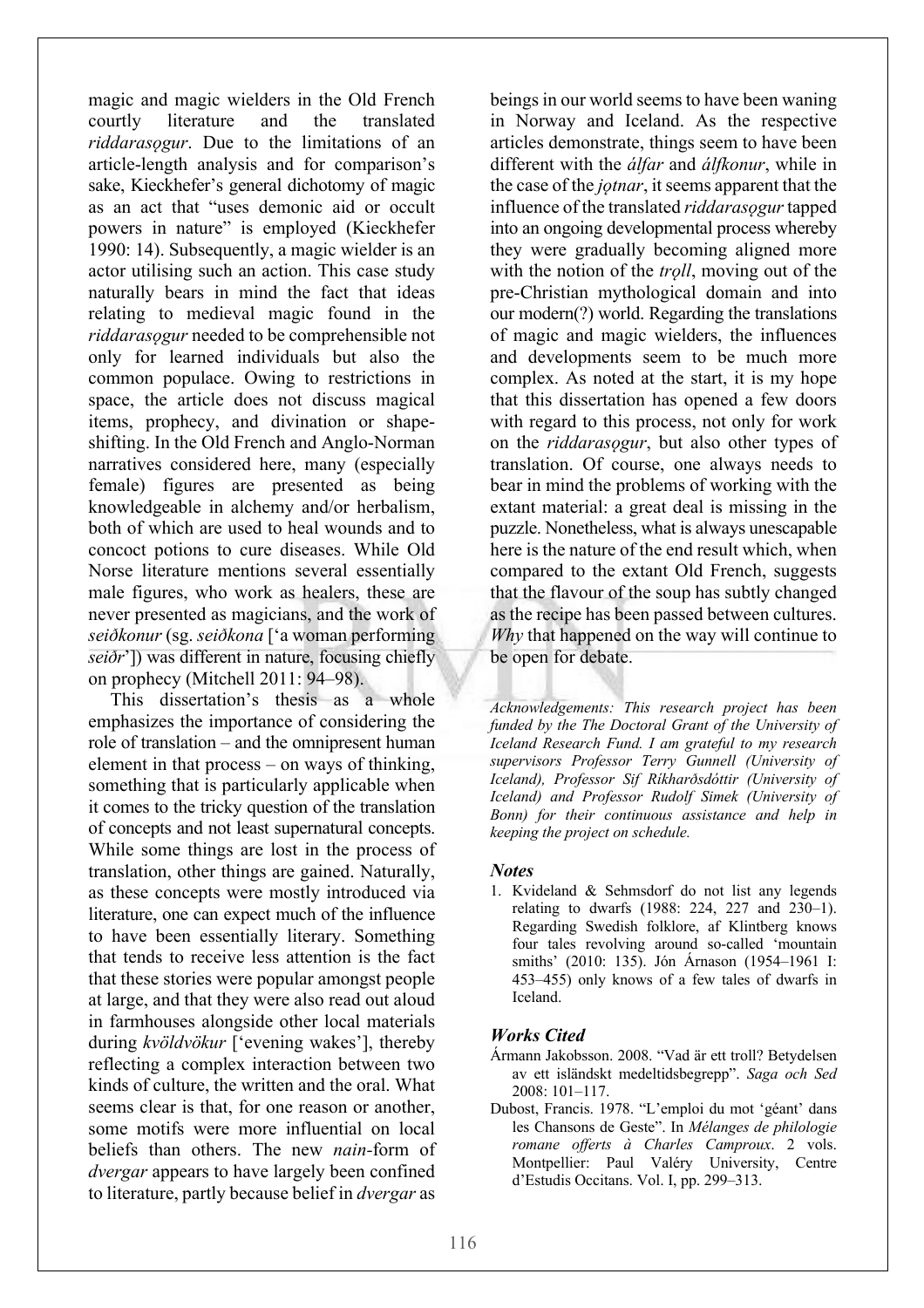magic and magic wielders in the Old French courtly literature and the translated *riddarasǫgur*. Due to the limitations of an article-length analysis and for comparison's sake, Kieckhefer's general dichotomy of magic as an act that "uses demonic aid or occult powers in nature" is employed (Kieckhefer 1990: 14). Subsequently, a magic wielder is an actor utilising such an action. This case study naturally bears in mind the fact that ideas relating to medieval magic found in the *riddarasǫgur* needed to be comprehensible not only for learned individuals but also the common populace. Owing to restrictions in space, the article does not discuss magical items, prophecy, and divination or shape-shifting. In the Old French and Anglo-Norman narratives considered here, many (especially female) figures are presented as being knowledgeable in alchemy and/or herbalism, both of which are used to heal wounds and to concoct potions to cure diseases. While Old Norse literature mentions several essentially male figures, who work as healers, these are never presented as magicians, and the work of *seiðkonur* (sg. *seiðkona* ['a woman performing *seiðr*']) was different in nature, focusing chiefly on prophecy (Mitchell 2011: 94–98).

This dissertation's thesis as a whole emphasizes the importance of considering the role of translation – and the omnipresent human element in that process – on ways of thinking, something that is particularly applicable when it comes to the tricky question of the translation of concepts and not least supernatural concepts. While some things are lost in the process of translation, other things are gained. Naturally, as these concepts were mostly introduced via literature, one can expect much of the influence to have been essentially literary. Something that tends to receive less attention is the fact that these stories were popular amongst people at large, and that they were also read out aloud in farmhouses alongside other local materials during *kvöldvökur* ['evening wakes'], thereby reflecting a complex interaction between two kinds of culture, the written and the oral. What seems clear is that, for one reason or another, some motifs were more influential on local beliefs than others. The new *nain*-form of *dvergar* appears to have largely been confined to literature, partly because belief in *dvergar* as beings in our world seems to have been waning in Norway and Iceland. As the respective articles demonstrate, things seem to have been different with the *álfar* and *álfkonur*, while in the case of the *jǫtnar*, it seems apparent that the influence of the translated *riddarasǫgur* tapped into an ongoing developmental process whereby they were gradually becoming aligned more with the notion of the *trǫll*, moving out of the pre-Christian mythological domain and into our modern(?) world. Regarding the translations of magic and magic wielders, the influences and developments seem to be much more complex. As noted at the start, it is my hope that this dissertation has opened a few doors with regard to this process, not only for work on the *riddarasǫgur*, but also other types of translation. Of course, one always needs to bear in mind the problems of working with the extant material: a great deal is missing in the puzzle. Nonetheless, what is always unescapable here is the nature of the end result which, when compared to the extant Old French, suggests that the flavour of the soup has subtly changed as the recipe has been passed between cultures. *Why* that happened on the way will continue to be open for debate.

*Acknowledgements: This research project has been funded by the The Doctoral Grant of the University of Iceland Research Fund. I am grateful to my research supervisors Professor Terry Gunnell (University of Iceland), Professor Sif Ríkharðsdóttir (University of Iceland) and Professor Rudolf Simek (University of Bonn) for their continuous assistance and help in keeping the project on schedule.*

### *Notes*

1. Kvideland & Sehmsdorf do not list any legends relating to dwarfs (1988: 224, 227 and 230–1). Regarding Swedish folklore, af Klintberg knows four tales revolving around so-called 'mountain smiths' (2010: 135). Jón Árnason (1954–1961 I: 453–455) only knows of a few tales of dwarfs in Iceland.

### *Works Cited*

Ármann Jakobsson. 2008. "Vad är ett troll? Betydelsen av ett isländskt medeltidsbegrepp". *Saga och Sed* 2008: 101–117.

Dubost, Francis. 1978. "L'emploi du mot 'géant' dans les Chansons de Geste". In *Mélanges de philologie romane offerts à Charles Camproux*. 2 vols. Montpellier: Paul Valéry University, Centre d'Estudis Occitans. Vol. I, pp. 299–313.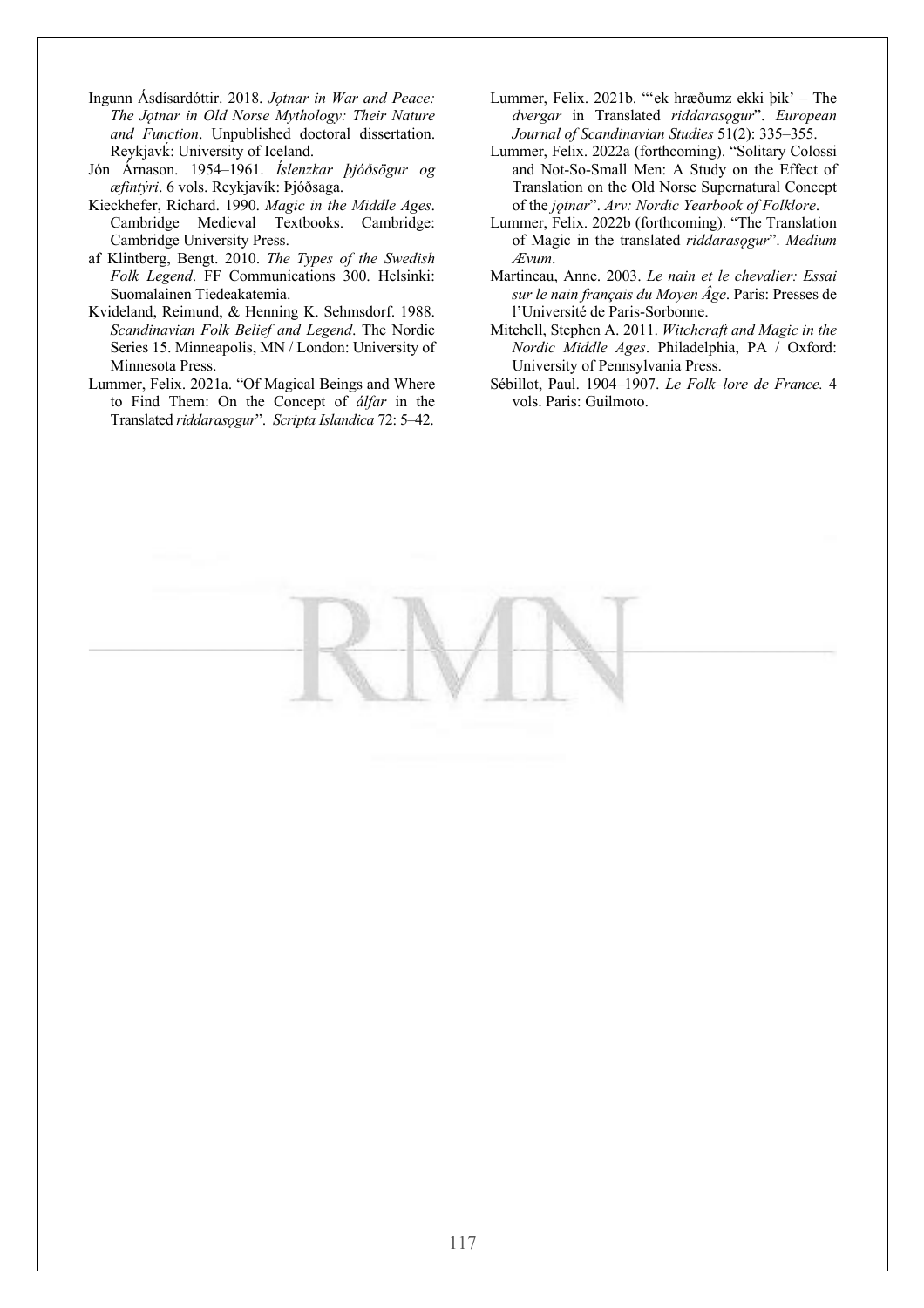Ingunn Ásdísardóttir. 2018. *Jǫtnar in War and Peace: The Jǫtnar in Old Norse Mythology: Their Nature and Function*. Unpublished doctoral dissertation. Reykjavḱ: University of Iceland.

Jón Árnason. 1954–1961. *Íslenzkar þjóðsögur og æfintýri*. 6 vols. Reykjavík: Þjóðsaga.

Kieckhefer, Richard. 1990. *Magic in the Middle Ages*. Cambridge Medieval Textbooks. Cambridge: Cambridge University Press.

af Klintberg, Bengt. 2010. *The Types of the Swedish Folk Legend*. FF Communications 300. Helsinki: Suomalainen Tiedeakatemia.

Kvideland, Reimund, & Henning K. Sehmsdorf. 1988. *Scandinavian Folk Belief and Legend*. The Nordic Series 15. Minneapolis, MN / London: University of Minnesota Press.

Lummer, Felix. 2021a. "Of Magical Beings and Where to Find Them: On the Concept of *álfar* in the Translated *riddarasǫgur*". *Scripta Islandica* 72: 5–42.

Lummer, Felix. 2021b. "'ek hræðumz ekki þik' – The *dvergar* in Translated *riddarasǫgur*". *European Journal of Scandinavian Studies* 51(2): 335–355.

Lummer, Felix. 2022a (forthcoming). "Solitary Colossi and Not-So-Small Men: A Study on the Effect of Translation on the Old Norse Supernatural Concept of the *jǫtnar*". *Arv: Nordic Yearbook of Folklore*.

Lummer, Felix. 2022b (forthcoming). "The Translation of Magic in the translated *riddarasǫgur*". *Medium Ævum*.

Martineau, Anne. 2003. *Le nain et le chevalier: Essai sur le nain français du Moyen Âge*. Paris: Presses de l'Université de Paris-Sorbonne.

Mitchell, Stephen A. 2011. *Witchcraft and Magic in the Nordic Middle Ages*. Philadelphia, PA / Oxford: University of Pennsylvania Press.

Sébillot, Paul. 1904–1907. *Le Folk–lore de France.* 4 vols. Paris: Guilmoto.